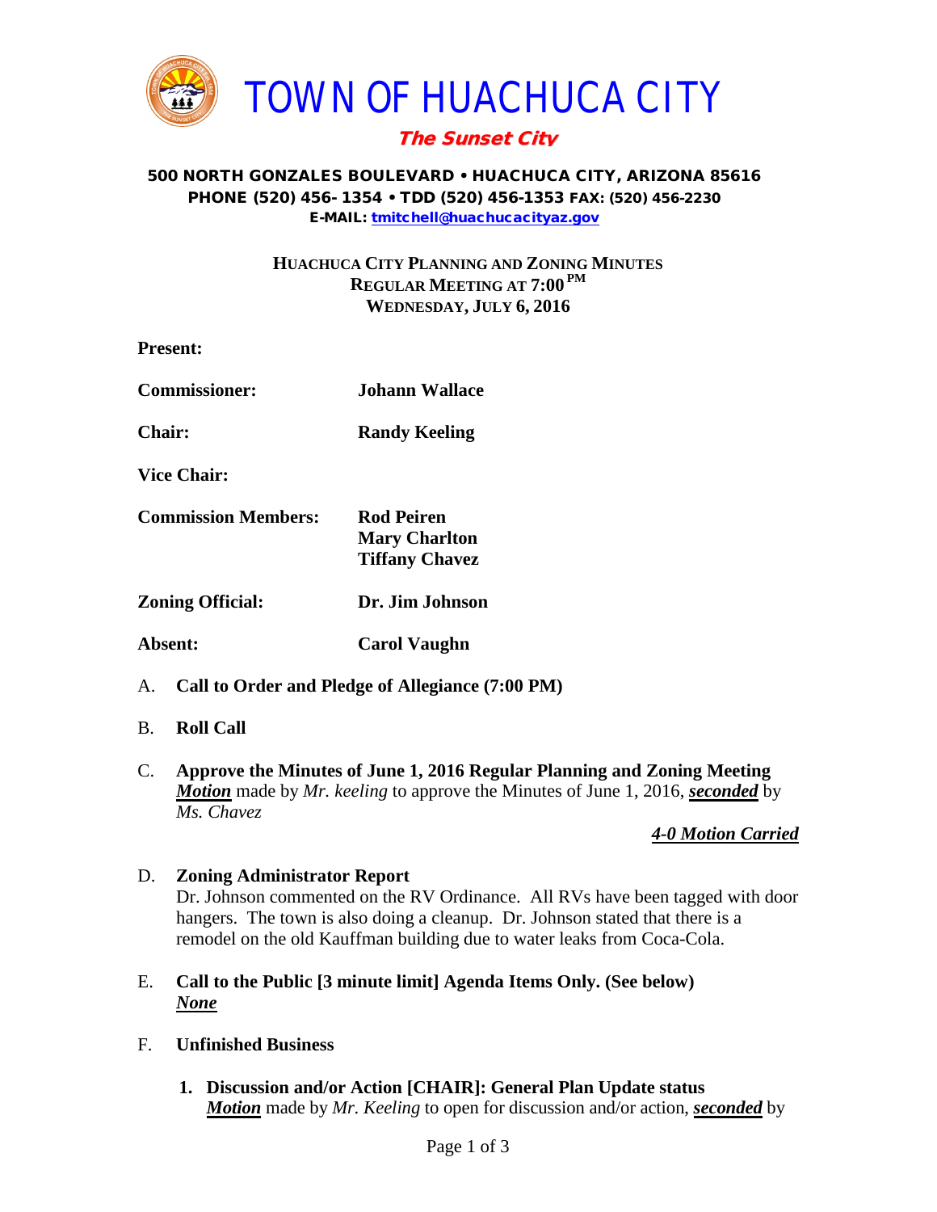# TOWN OF HUACHUCA CITY

***The Sunset City***

**500 NORTH GONZALES BOULEVARD • HUACHUCA CITY, ARIZONA 85616**
**PHONE (520) 456- 1354 • TDD (520) 456-1353 FAX: (520) 456-2230**
**E-MAIL: tmitchell@huachucacityaz.gov**

## HUACHUCA CITY PLANNING AND ZONING MINUTES
## REGULAR MEETING AT 7:00 PM
## WEDNESDAY, JULY 6, 2016

**Present:**

**Commissioner:** **Johann Wallace**

**Chair:** **Randy Keeling**

**Vice Chair:**

**Commission Members:** **Rod Peiren**
**Mary Charlton**
**Tiffany Chavez**

**Zoning Official:** **Dr. Jim Johnson**

**Absent:** **Carol Vaughn**

A. **Call to Order and Pledge of Allegiance (7:00 PM)**

B. **Roll Call**

C. **Approve the Minutes of June 1, 2016 Regular Planning and Zoning Meeting**
***Motion*** made by *Mr. keeling* to approve the Minutes of June 1, 2016, ***seconded*** by *Ms. Chavez*

***4-0 Motion Carried***

D. **Zoning Administrator Report**
Dr. Johnson commented on the RV Ordinance. All RVs have been tagged with door hangers. The town is also doing a cleanup. Dr. Johnson stated that there is a remodel on the old Kauffman building due to water leaks from Coca-Cola.

E. **Call to the Public [3 minute limit] Agenda Items Only. (See below)**
***None***

F. **Unfinished Business**

1. **Discussion and/or Action [CHAIR]: General Plan Update status**
***Motion*** made by *Mr. Keeling* to open for discussion and/or action, ***seconded*** by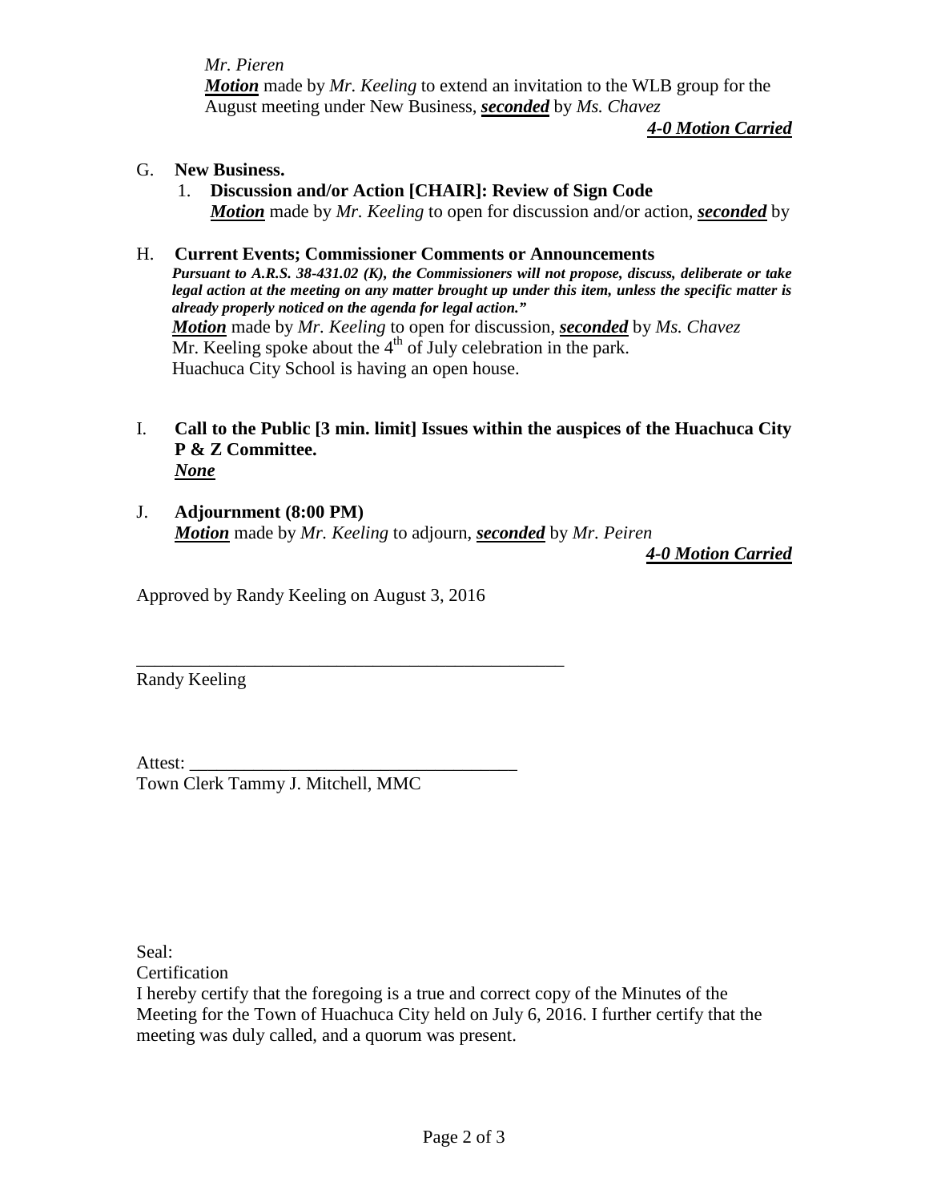*Mr. Pieren*

***Motion*** made by *Mr. Keeling* to extend an invitation to the WLB group for the August meeting under New Business, ***seconded*** by *Ms. Chavez*

***4-0 Motion Carried***

G. **New Business.**

1. **Discussion and/or Action [CHAIR]: Review of Sign Code**

   ***Motion*** made by *Mr. Keeling* to open for discussion and/or action, ***seconded*** by

H. **Current Events; Commissioner Comments or Announcements**

***Pursuant to A.R.S. 38-431.02 (K), the Commissioners will not propose, discuss, deliberate or take legal action at the meeting on any matter brought up under this item, unless the specific matter is already properly noticed on the agenda for legal action."***

***Motion*** made by *Mr. Keeling* to open for discussion, ***seconded*** by *Ms. Chavez*

Mr. Keeling spoke about the 4th of July celebration in the park.

Huachuca City School is having an open house.

I. **Call to the Public [3 min. limit] Issues within the auspices of the Huachuca City P & Z Committee.**

***None***

J. **Adjournment (8:00 PM)**

***Motion*** made by *Mr. Keeling* to adjourn, ***seconded*** by *Mr. Peiren*

***4-0 Motion Carried***

Approved by Randy Keeling on August 3, 2016

\_\_\_\_\_\_\_\_\_\_\_\_\_\_\_\_\_\_\_\_\_\_\_\_\_\_\_\_\_\_\_\_\_\_\_\_\_\_\_\_\_\_\_\_\_\_\_\_

Randy Keeling

Attest: \_\_\_\_\_\_\_\_\_\_\_\_\_\_\_\_\_\_\_\_\_\_\_\_\_\_\_\_\_\_\_\_\_\_\_\_

Town Clerk Tammy J. Mitchell, MMC

Seal:

Certification

I hereby certify that the foregoing is a true and correct copy of the Minutes of the Meeting for the Town of Huachuca City held on July 6, 2016. I further certify that the meeting was duly called, and a quorum was present.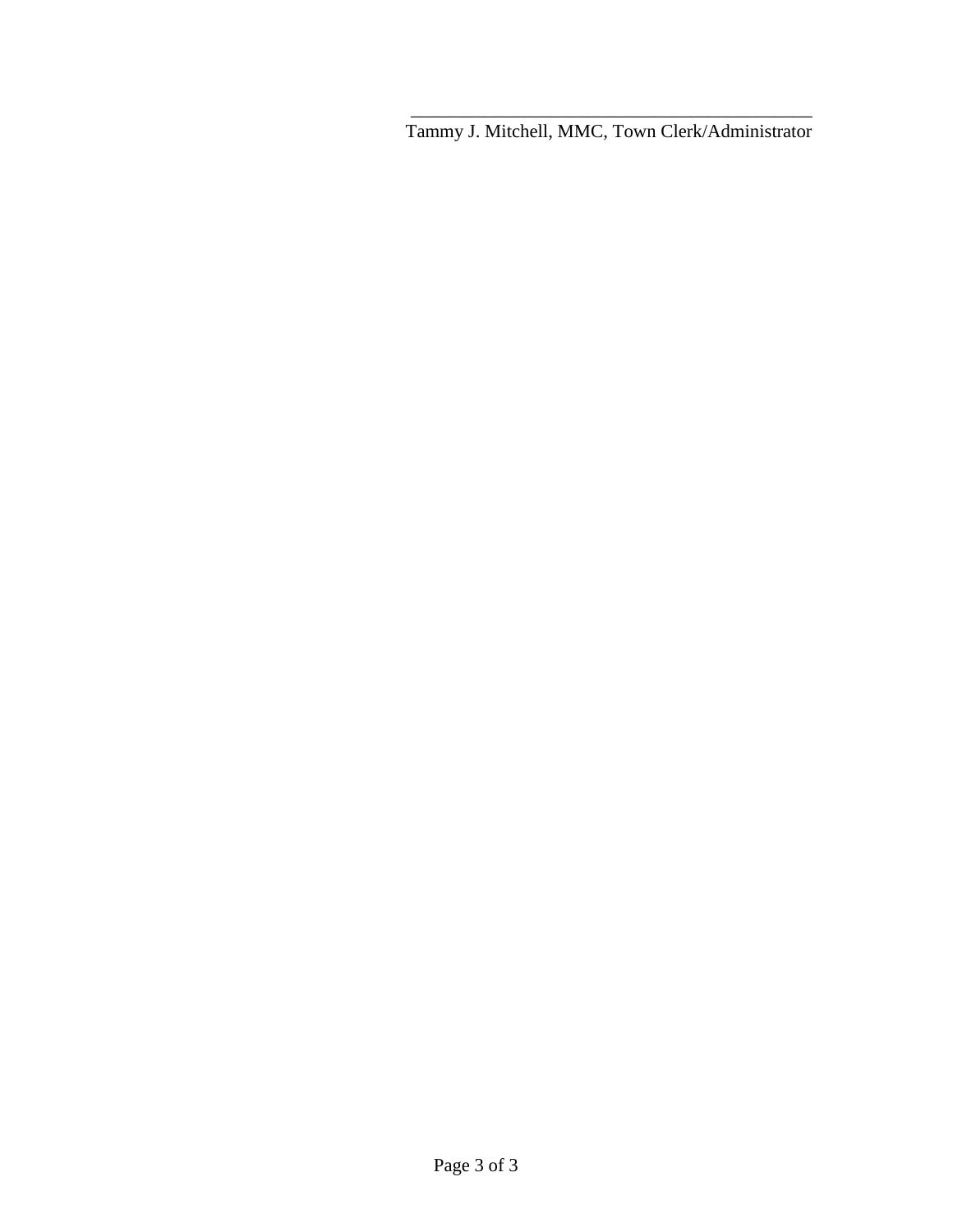\_\_\_\_\_\_\_\_\_\_\_\_\_\_\_\_\_\_\_\_\_\_\_\_\_\_\_\_\_\_\_\_\_\_\_\_\_\_\_\_\_\_\_\_

Tammy J. Mitchell, MMC, Town Clerk/Administrator